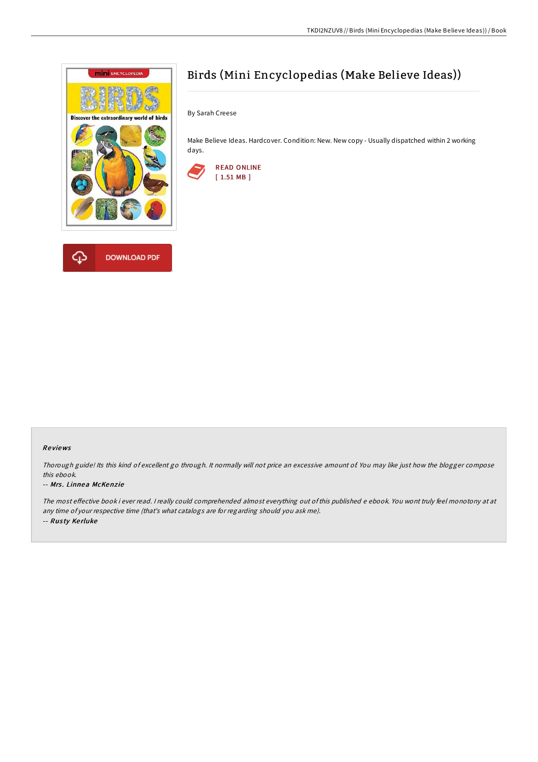# Birds (Mini Encyclopedias (Make Believe Ideas))

By Sarah Creese

Make Believe Ideas. Hardcover. Condition: New. New copy - Usually dispatched within 2 working days.

READ ONLINE
[ 1.51 MB ]

DOWNLOAD PDF

### Reviews

*Thorough guide! Its this kind of excellent go through. It normally will not price an excessive amount of. You may like just how the blogger compose this ebook.*

-- ***Mrs. Linnea McKenzie***

*The most effective book i ever read. I really could comprehended almost everything out of this published e ebook. You wont truly feel monotony at at any time of your respective time (that's what catalogs are for regarding should you ask me).*

-- ***Rusty Kerluke***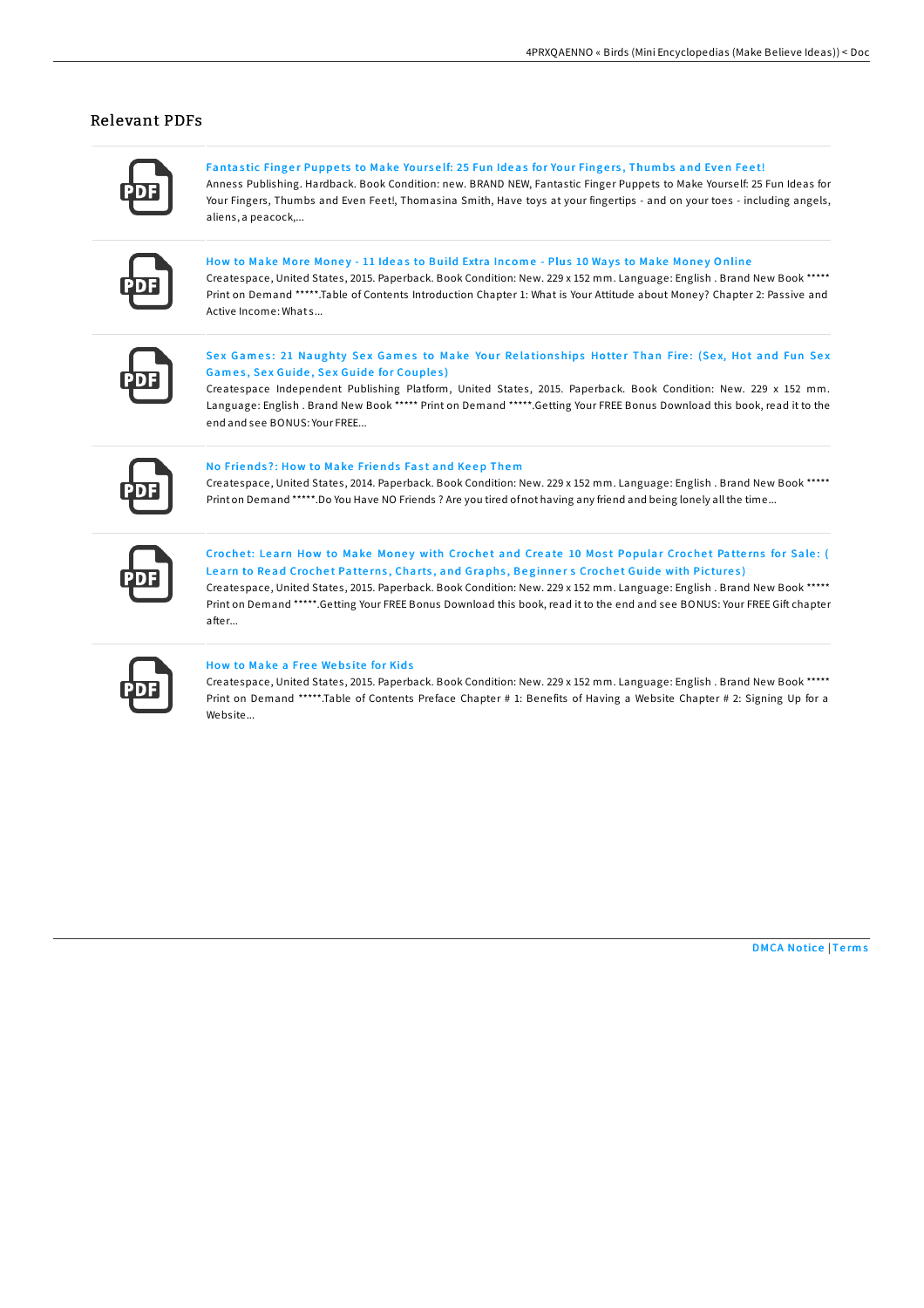## Relevant PDFs

**Fantastic Finger Puppets to Make Yourself: 25 Fun Ideas for Your Fingers, Thumbs and Even Feet!**

Anness Publishing. Hardback. Book Condition: new. BRAND NEW, Fantastic Finger Puppets to Make Yourself: 25 Fun Ideas for Your Fingers, Thumbs and Even Feet!, Thomasina Smith, Have toys at your fingertips - and on your toes - including angels, aliens, a peacock,...

**How to Make More Money - 11 Ideas to Build Extra Income - Plus 10 Ways to Make Money Online**

Createspace, United States, 2015. Paperback. Book Condition: New. 229 x 152 mm. Language: English . Brand New Book ***** Print on Demand *****.Table of Contents Introduction Chapter 1: What is Your Attitude about Money? Chapter 2: Passive and Active Income: Whats...

**Sex Games: 21 Naughty Sex Games to Make Your Relationships Hotter Than Fire: (Sex, Hot and Fun Sex Games, Sex Guide, Sex Guide for Couples)**

Createspace Independent Publishing Platform, United States, 2015. Paperback. Book Condition: New. 229 x 152 mm. Language: English . Brand New Book ***** Print on Demand *****.Getting Your FREE Bonus Download this book, read it to the end and see BONUS: Your FREE...

**No Friends?: How to Make Friends Fast and Keep Them**

Createspace, United States, 2014. Paperback. Book Condition: New. 229 x 152 mm. Language: English . Brand New Book ***** Print on Demand *****.Do You Have NO Friends ? Are you tired of not having any friend and being lonely all the time...

**Crochet: Learn How to Make Money with Crochet and Create 10 Most Popular Crochet Patterns for Sale: ( Learn to Read Crochet Patterns, Charts, and Graphs, Beginner s Crochet Guide with Pictures)**

Createspace, United States, 2015. Paperback. Book Condition: New. 229 x 152 mm. Language: English . Brand New Book ***** Print on Demand *****.Getting Your FREE Bonus Download this book, read it to the end and see BONUS: Your FREE Gift chapter after...

**How to Make a Free Website for Kids**

Createspace, United States, 2015. Paperback. Book Condition: New. 229 x 152 mm. Language: English . Brand New Book ***** Print on Demand *****.Table of Contents Preface Chapter # 1: Benefits of Having a Website Chapter # 2: Signing Up for a Website...

DMCA Notice | Terms